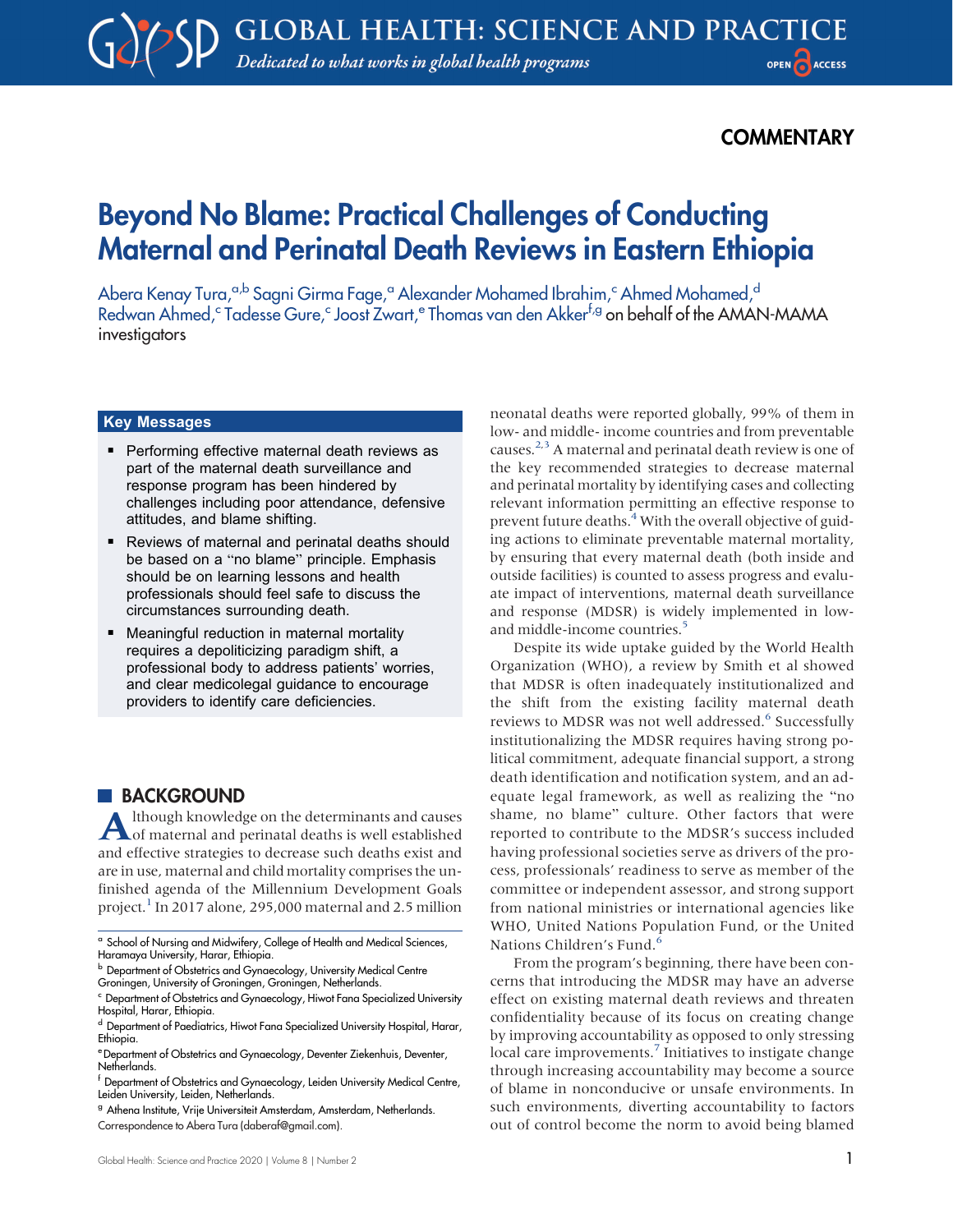COMMENTARY

# Beyond No Blame: Practical Challenges of Conducting Maternal and Perinatal Death Reviews in Eastern Ethiopia

Abera Kenay Tura,[a,b] Sagni Girma Fage,[a] Alexander Mohamed Ibrahim,[c] Ahmed Mohamed,[d] Redwan Ahmed,[c] Tadesse Gure,[c] Joost Zwart,[e] Thomas van den Akker[f,g] on behalf of the AMAN-MAMA investigators

### Key Messages

- Performing effective maternal death reviews as part of the maternal death surveillance and response program has been hindered by challenges including poor attendance, defensive attitudes, and blame shifting.
- Reviews of maternal and perinatal deaths should be based on a "no blame" principle. Emphasis should be on learning lessons and health professionals should feel safe to discuss the circumstances surrounding death.
- Meaningful reduction in maternal mortality requires a depoliticizing paradigm shift, a professional body to address patients' worries, and clear medicolegal guidance to encourage providers to identify care deficiencies.

## BACKGROUND

Although knowledge on the determinants and causes of maternal and perinatal deaths is well established and effective strategies to decrease such deaths exist and are in use, maternal and child mortality comprises the unfinished agenda of the Millennium Development Goals project.[1] In 2017 alone, 295,000 maternal and 2.5 million neonatal deaths were reported globally, 99% of them in low- and middle- income countries and from preventable causes.[2,3] A maternal and perinatal death review is one of the key recommended strategies to decrease maternal and perinatal mortality by identifying cases and collecting relevant information permitting an effective response to prevent future deaths.[4] With the overall objective of guiding actions to eliminate preventable maternal mortality, by ensuring that every maternal death (both inside and outside facilities) is counted to assess progress and evaluate impact of interventions, maternal death surveillance and response (MDSR) is widely implemented in low- and middle-income countries.[5]

Despite its wide uptake guided by the World Health Organization (WHO), a review by Smith et al showed that MDSR is often inadequately institutionalized and the shift from the existing facility maternal death reviews to MDSR was not well addressed.[6] Successfully institutionalizing the MDSR requires having strong political commitment, adequate financial support, a strong death identification and notification system, and an adequate legal framework, as well as realizing the "no shame, no blame" culture. Other factors that were reported to contribute to the MDSR's success included having professional societies serve as drivers of the process, professionals' readiness to serve as member of the committee or independent assessor, and strong support from national ministries or international agencies like WHO, United Nations Population Fund, or the United Nations Children's Fund.[6]

From the program's beginning, there have been concerns that introducing the MDSR may have an adverse effect on existing maternal death reviews and threaten confidentiality because of its focus on creating change by improving accountability as opposed to only stressing local care improvements.[7] Initiatives to instigate change through increasing accountability may become a source of blame in nonconducive or unsafe environments. In such environments, diverting accountability to factors out of control become the norm to avoid being blamed

---

[a] School of Nursing and Midwifery, College of Health and Medical Sciences, Haramaya University, Harar, Ethiopia.
[b] Department of Obstetrics and Gynaecology, University Medical Centre Groningen, University of Groningen, Groningen, Netherlands.
[c] Department of Obstetrics and Gynaecology, Hiwot Fana Specialized University Hospital, Harar, Ethiopia.
[d] Department of Paediatrics, Hiwot Fana Specialized University Hospital, Harar, Ethiopia.
[e] Department of Obstetrics and Gynaecology, Deventer Ziekenhuis, Deventer, Netherlands.
[f] Department of Obstetrics and Gynaecology, Leiden University Medical Centre, Leiden University, Leiden, Netherlands.
[g] Athena Institute, Vrije Universiteit Amsterdam, Amsterdam, Netherlands.
Correspondence to Abera Tura (daberaf@gmail.com).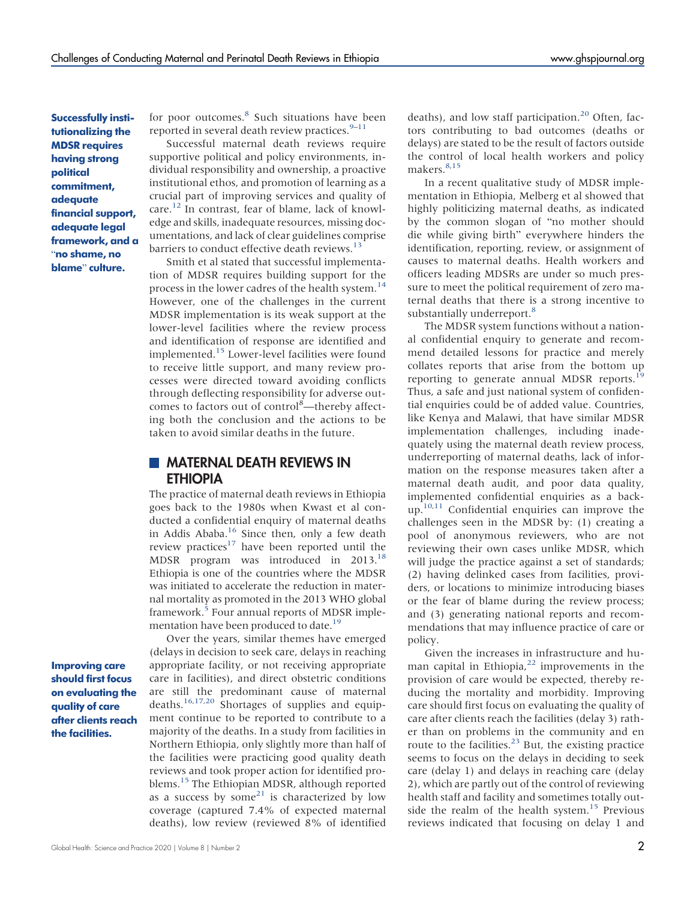**Successfully institutionalizing the MDSR requires having strong political commitment, adequate financial support, adequate legal framework, and a "no shame, no blame" culture.**

for poor outcomes.[8] Such situations have been reported in several death review practices.[9–11]

Successful maternal death reviews require supportive political and policy environments, individual responsibility and ownership, a proactive institutional ethos, and promotion of learning as a crucial part of improving services and quality of care.[12] In contrast, fear of blame, lack of knowledge and skills, inadequate resources, missing documentations, and lack of clear guidelines comprise barriers to conduct effective death reviews.[13]

Smith et al stated that successful implementation of MDSR requires building support for the process in the lower cadres of the health system.[14] However, one of the challenges in the current MDSR implementation is its weak support at the lower-level facilities where the review process and identification of response are identified and implemented.[15] Lower-level facilities were found to receive little support, and many review processes were directed toward avoiding conflicts through deflecting responsibility for adverse outcomes to factors out of control[8]—thereby affecting both the conclusion and the actions to be taken to avoid similar deaths in the future.

## MATERNAL DEATH REVIEWS IN ETHIOPIA

The practice of maternal death reviews in Ethiopia goes back to the 1980s when Kwast et al conducted a confidential enquiry of maternal deaths in Addis Ababa.[16] Since then, only a few death review practices[17] have been reported until the MDSR program was introduced in 2013.[18] Ethiopia is one of the countries where the MDSR was initiated to accelerate the reduction in maternal mortality as promoted in the 2013 WHO global framework.[5] Four annual reports of MDSR implementation have been produced to date.[19]

**Improving care should first focus on evaluating the quality of care after clients reach the facilities.**

Over the years, similar themes have emerged (delays in decision to seek care, delays in reaching appropriate facility, or not receiving appropriate care in facilities), and direct obstetric conditions are still the predominant cause of maternal deaths.[16,17,20] Shortages of supplies and equipment continue to be reported to contribute to a majority of the deaths. In a study from facilities in Northern Ethiopia, only slightly more than half of the facilities were practicing good quality death reviews and took proper action for identified problems.[15] The Ethiopian MDSR, although reported as a success by some[21] is characterized by low coverage (captured 7.4% of expected maternal deaths), low review (reviewed 8% of identified deaths), and low staff participation.[20] Often, factors contributing to bad outcomes (deaths or delays) are stated to be the result of factors outside the control of local health workers and policy makers.[8,15]

In a recent qualitative study of MDSR implementation in Ethiopia, Melberg et al showed that highly politicizing maternal deaths, as indicated by the common slogan of "no mother should die while giving birth" everywhere hinders the identification, reporting, review, or assignment of causes to maternal deaths. Health workers and officers leading MDSRs are under so much pressure to meet the political requirement of zero maternal deaths that there is a strong incentive to substantially underreport.[8]

The MDSR system functions without a national confidential enquiry to generate and recommend detailed lessons for practice and merely collates reports that arise from the bottom up reporting to generate annual MDSR reports.[19] Thus, a safe and just national system of confidential enquiries could be of added value. Countries, like Kenya and Malawi, that have similar MDSR implementation challenges, including inadequately using the maternal death review process, underreporting of maternal deaths, lack of information on the response measures taken after a maternal death audit, and poor data quality, implemented confidential enquiries as a backup.[10,11] Confidential enquiries can improve the challenges seen in the MDSR by: (1) creating a pool of anonymous reviewers, who are not reviewing their own cases unlike MDSR, which will judge the practice against a set of standards; (2) having delinked cases from facilities, providers, or locations to minimize introducing biases or the fear of blame during the review process; and (3) generating national reports and recommendations that may influence practice of care or policy.

Given the increases in infrastructure and human capital in Ethiopia,[22] improvements in the provision of care would be expected, thereby reducing the mortality and morbidity. Improving care should first focus on evaluating the quality of care after clients reach the facilities (delay 3) rather than on problems in the community and en route to the facilities.[23] But, the existing practice seems to focus on the delays in deciding to seek care (delay 1) and delays in reaching care (delay 2), which are partly out of the control of reviewing health staff and facility and sometimes totally outside the realm of the health system.[15] Previous reviews indicated that focusing on delay 1 and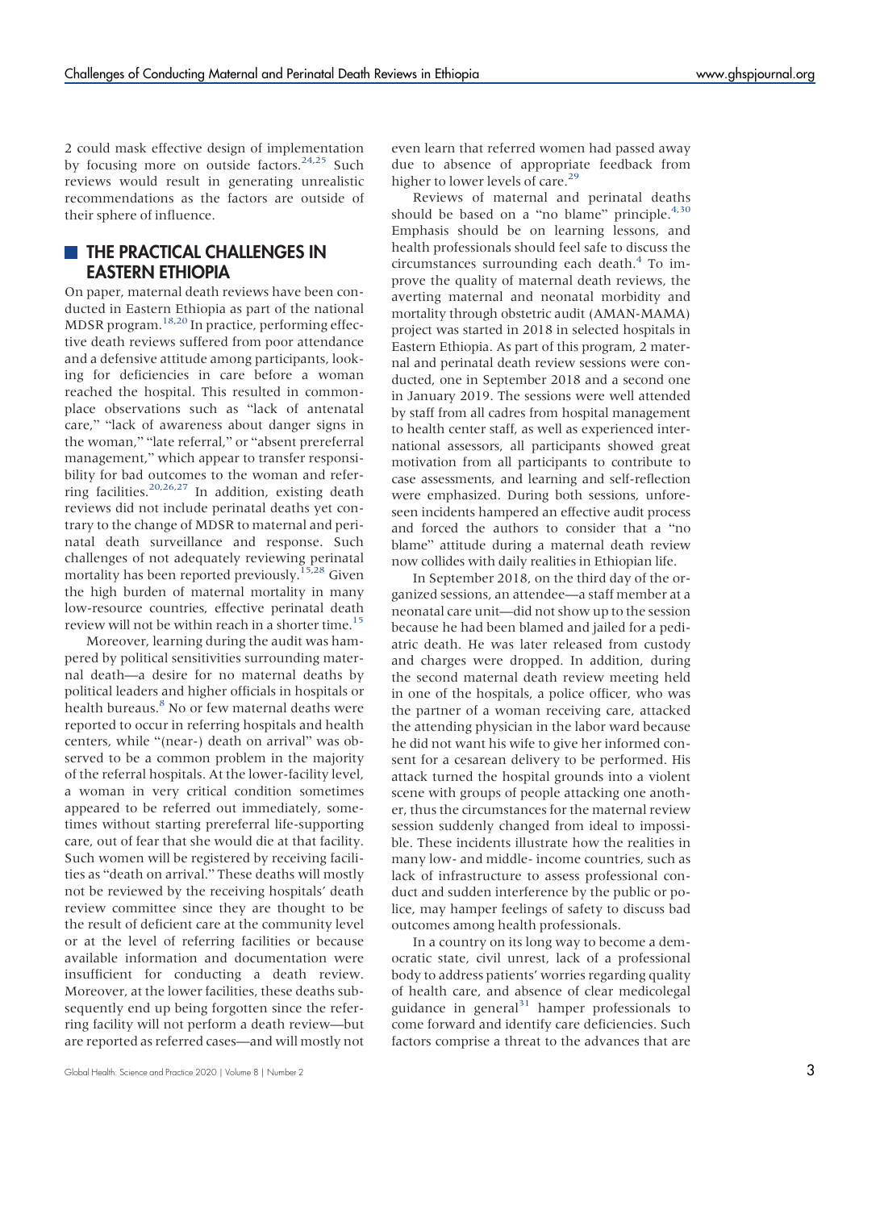2 could mask effective design of implementation by focusing more on outside factors.[24,25] Such reviews would result in generating unrealistic recommendations as the factors are outside of their sphere of influence.

## THE PRACTICAL CHALLENGES IN EASTERN ETHIOPIA

On paper, maternal death reviews have been conducted in Eastern Ethiopia as part of the national MDSR program.[18,20] In practice, performing effective death reviews suffered from poor attendance and a defensive attitude among participants, looking for deficiencies in care before a woman reached the hospital. This resulted in commonplace observations such as "lack of antenatal care," "lack of awareness about danger signs in the woman," "late referral," or "absent prereferral management," which appear to transfer responsibility for bad outcomes to the woman and referring facilities.[20,26,27] In addition, existing death reviews did not include perinatal deaths yet contrary to the change of MDSR to maternal and perinatal death surveillance and response. Such challenges of not adequately reviewing perinatal mortality has been reported previously.[15,28] Given the high burden of maternal mortality in many low-resource countries, effective perinatal death review will not be within reach in a shorter time.[15]

Moreover, learning during the audit was hampered by political sensitivities surrounding maternal death—a desire for no maternal deaths by political leaders and higher officials in hospitals or health bureaus.[8] No or few maternal deaths were reported to occur in referring hospitals and health centers, while "(near-) death on arrival" was observed to be a common problem in the majority of the referral hospitals. At the lower-facility level, a woman in very critical condition sometimes appeared to be referred out immediately, sometimes without starting prereferral life-supporting care, out of fear that she would die at that facility. Such women will be registered by receiving facilities as "death on arrival." These deaths will mostly not be reviewed by the receiving hospitals' death review committee since they are thought to be the result of deficient care at the community level or at the level of referring facilities or because available information and documentation were insufficient for conducting a death review. Moreover, at the lower facilities, these deaths subsequently end up being forgotten since the referring facility will not perform a death review—but are reported as referred cases—and will mostly not even learn that referred women had passed away due to absence of appropriate feedback from higher to lower levels of care.[29]

Reviews of maternal and perinatal deaths should be based on a "no blame" principle.[4,30] Emphasis should be on learning lessons, and health professionals should feel safe to discuss the circumstances surrounding each death.[4] To improve the quality of maternal death reviews, the averting maternal and neonatal morbidity and mortality through obstetric audit (AMAN-MAMA) project was started in 2018 in selected hospitals in Eastern Ethiopia. As part of this program, 2 maternal and perinatal death review sessions were conducted, one in September 2018 and a second one in January 2019. The sessions were well attended by staff from all cadres from hospital management to health center staff, as well as experienced international assessors, all participants showed great motivation from all participants to contribute to case assessments, and learning and self-reflection were emphasized. During both sessions, unforeseen incidents hampered an effective audit process and forced the authors to consider that a "no blame" attitude during a maternal death review now collides with daily realities in Ethiopian life.

In September 2018, on the third day of the organized sessions, an attendee—a staff member at a neonatal care unit—did not show up to the session because he had been blamed and jailed for a pediatric death. He was later released from custody and charges were dropped. In addition, during the second maternal death review meeting held in one of the hospitals, a police officer, who was the partner of a woman receiving care, attacked the attending physician in the labor ward because he did not want his wife to give her informed consent for a cesarean delivery to be performed. His attack turned the hospital grounds into a violent scene with groups of people attacking one another, thus the circumstances for the maternal review session suddenly changed from ideal to impossible. These incidents illustrate how the realities in many low- and middle- income countries, such as lack of infrastructure to assess professional conduct and sudden interference by the public or police, may hamper feelings of safety to discuss bad outcomes among health professionals.

In a country on its long way to become a democratic state, civil unrest, lack of a professional body to address patients' worries regarding quality of health care, and absence of clear medicolegal guidance in general[31] hamper professionals to come forward and identify care deficiencies. Such factors comprise a threat to the advances that are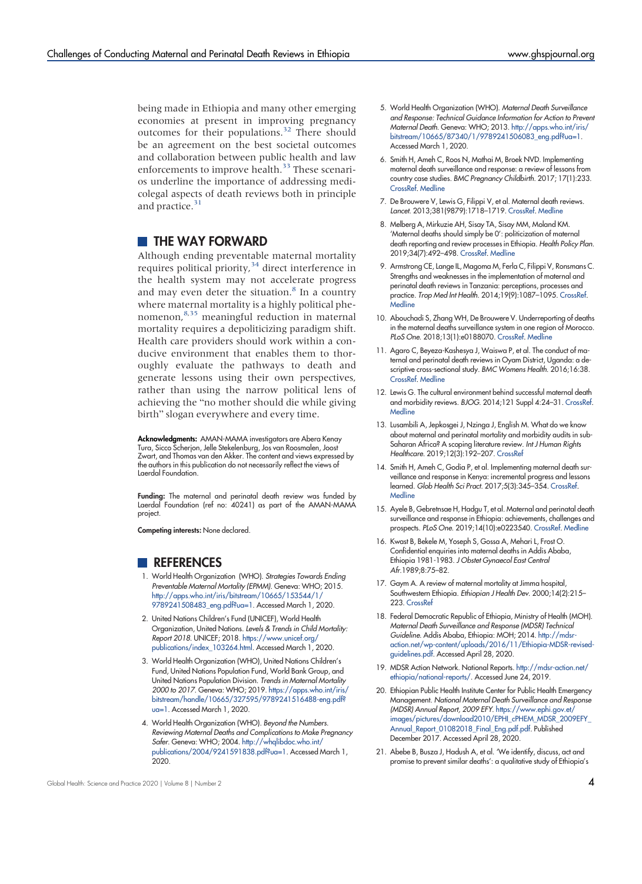being made in Ethiopia and many other emerging economies at present in improving pregnancy outcomes for their populations.[32] There should be an agreement on the best societal outcomes and collaboration between public health and law enforcements to improve health.[33] These scenarios underline the importance of addressing medicolegal aspects of death reviews both in principle and practice.[31]

## THE WAY FORWARD

Although ending preventable maternal mortality requires political priority,[34] direct interference in the health system may not accelerate progress and may even deter the situation.[8] In a country where maternal mortality is a highly political phenomenon,[8,35] meaningful reduction in maternal mortality requires a depoliticizing paradigm shift. Health care providers should work within a conducive environment that enables them to thoroughly evaluate the pathways to death and generate lessons using their own perspectives, rather than using the narrow political lens of achieving the "no mother should die while giving birth" slogan everywhere and every time.

**Acknowledgments:** AMAN-MAMA investigators are Abera Kenay Tura, Sicco Scherjon, Jelle Stekelenburg, Jos van Roosmalen, Joost Zwart, and Thomas van den Akker. The content and views expressed by the authors in this publication do not necessarily reflect the views of Laerdal Foundation.

**Funding:** The maternal and perinatal death review was funded by Laerdal Foundation (ref no: 40241) as part of the AMAN-MAMA project.

**Competing interests:** None declared.

## REFERENCES

1. World Health Organization (WHO). *Strategies Towards Ending Preventable Maternal Mortality (EPMM).* Geneva: WHO; 2015. http://apps.who.int/iris/bitstream/10665/153544/1/9789241508483_eng.pdf?ua=1. Accessed March 1, 2020.
2. United Nations Children's Fund (UNICEF), World Health Organization, United Nations. *Levels & Trends in Child Mortality: Report 2018.* UNICEF; 2018. https://www.unicef.org/publications/index_103264.html. Accessed March 1, 2020.
3. World Health Organization (WHO), United Nations Children's Fund, United Nations Population Fund, World Bank Group, and United Nations Population Division. *Trends in Maternal Mortality 2000 to 2017.* Geneva: WHO; 2019. https://apps.who.int/iris/bitstream/handle/10665/327595/9789241516488-eng.pdf?ua=1. Accessed March 1, 2020.
4. World Health Organization (WHO). *Beyond the Numbers. Reviewing Maternal Deaths and Complications to Make Pregnancy Safer.* Geneva: WHO; 2004. http://whqlibdoc.who.int/publications/2004/9241591838.pdf?ua=1. Accessed March 1, 2020.
5. World Health Organization (WHO). *Maternal Death Surveillance and Response: Technical Guidance Information for Action to Prevent Maternal Death.* Geneva: WHO; 2013. http://apps.who.int/iris/bitstream/10665/87340/1/9789241506083_eng.pdf?ua=1. Accessed March 1, 2020.
6. Smith H, Ameh C, Roos N, Mathai M, Broek NVD. Implementing maternal death surveillance and response: a review of lessons from country case studies. *BMC Pregnancy Childbirth.* 2017; 17(1):233. CrossRef. Medline
7. De Brouwere V, Lewis G, Filippi V, et al. Maternal death reviews. *Lancet.* 2013;381(9879):1718–1719. CrossRef. Medline
8. Melberg A, Mirkuzie AH, Sisay TA, Sisay MM, Moland KM. 'Maternal deaths should simply be 0': politicization of maternal death reporting and review processes in Ethiopia. *Health Policy Plan.* 2019;34(7):492–498. CrossRef. Medline
9. Armstrong CE, Lange IL, Magoma M, Ferla C, Filippi V, Ronsmans C. Strengths and weaknesses in the implementation of maternal and perinatal death reviews in Tanzania: perceptions, processes and practice. *Trop Med Int Health.* 2014;19(9):1087–1095. CrossRef. Medline
10. Abouchadi S, Zhang WH, De Brouwere V. Underreporting of deaths in the maternal deaths surveillance system in one region of Morocco. *PLoS One.* 2018;13(1):e0188070. CrossRef. Medline
11. Agaro C, Beyeza-Kashesya J, Waiswa P, et al. The conduct of maternal and perinatal death reviews in Oyam District, Uganda: a descriptive cross-sectional study. *BMC Womens Health.* 2016;16:38. CrossRef. Medline
12. Lewis G. The cultural environment behind successful maternal death and morbidity reviews. *BJOG.* 2014;121 Suppl 4:24–31. CrossRef. Medline
13. Lusambili A, Jepkosgei J, Nzinga J, English M. What do we know about maternal and perinatal mortality and morbidity audits in sub-Saharan Africa? A scoping literature review. *Int J Human Rights Healthcare.* 2019;12(3):192–207. CrossRef
14. Smith H, Ameh C, Godia P, et al. Implementing maternal death surveillance and response in Kenya: incremental progress and lessons learned. *Glob Health Sci Pract.* 2017;5(3):345–354. CrossRef. Medline
15. Ayele B, Gebretnsae H, Hadgu T, et al. Maternal and perinatal death surveillance and response in Ethiopia: achievements, challenges and prospects. *PLoS One.* 2019;14(10):e0223540. CrossRef. Medline
16. Kwast B, Bekele M, Yoseph S, Gossa A, Mehari L, Frost O. Confidential enquiries into maternal deaths in Addis Ababa, Ethiopia 1981-1983. *J Obstet Gynaecol East Central Afr.*1989;8:75–82.
17. Gaym A. A review of maternal mortality at Jimma hospital, Southwestern Ethiopia. *Ethiopian J Health Dev.* 2000;14(2):215–223. CrossRef
18. Federal Democratic Republic of Ethiopia, Ministry of Health (MOH). *Maternal Death Surveillance and Response (MDSR) Technical Guideline.* Addis Ababa, Ethiopia: MOH; 2014. http://mdsr-action.net/wp-content/uploads/2016/11/Ethiopia-MDSR-revised-guidelines.pdf. Accessed April 28, 2020.
19. MDSR Action Network. National Reports. http://mdsr-action.net/ethiopia/national-reports/. Accessed June 24, 2019.
20. Ethiopian Public Health Institute Center for Public Health Emergency Management. *National Maternal Death Surveillance and Response (MDSR) Annual Report, 2009 EFY.* https://www.ephi.gov.et/images/pictures/download2010/EPHI_cPHEM_MDSR_2009EFY_Annual_Report_01082018_Final_Eng.pdf.pdf. Published December 2017. Accessed April 28, 2020.
21. Abebe B, Busza J, Hadush A, et al. 'We identify, discuss, act and promise to prevent similar deaths': a qualitative study of Ethiopia's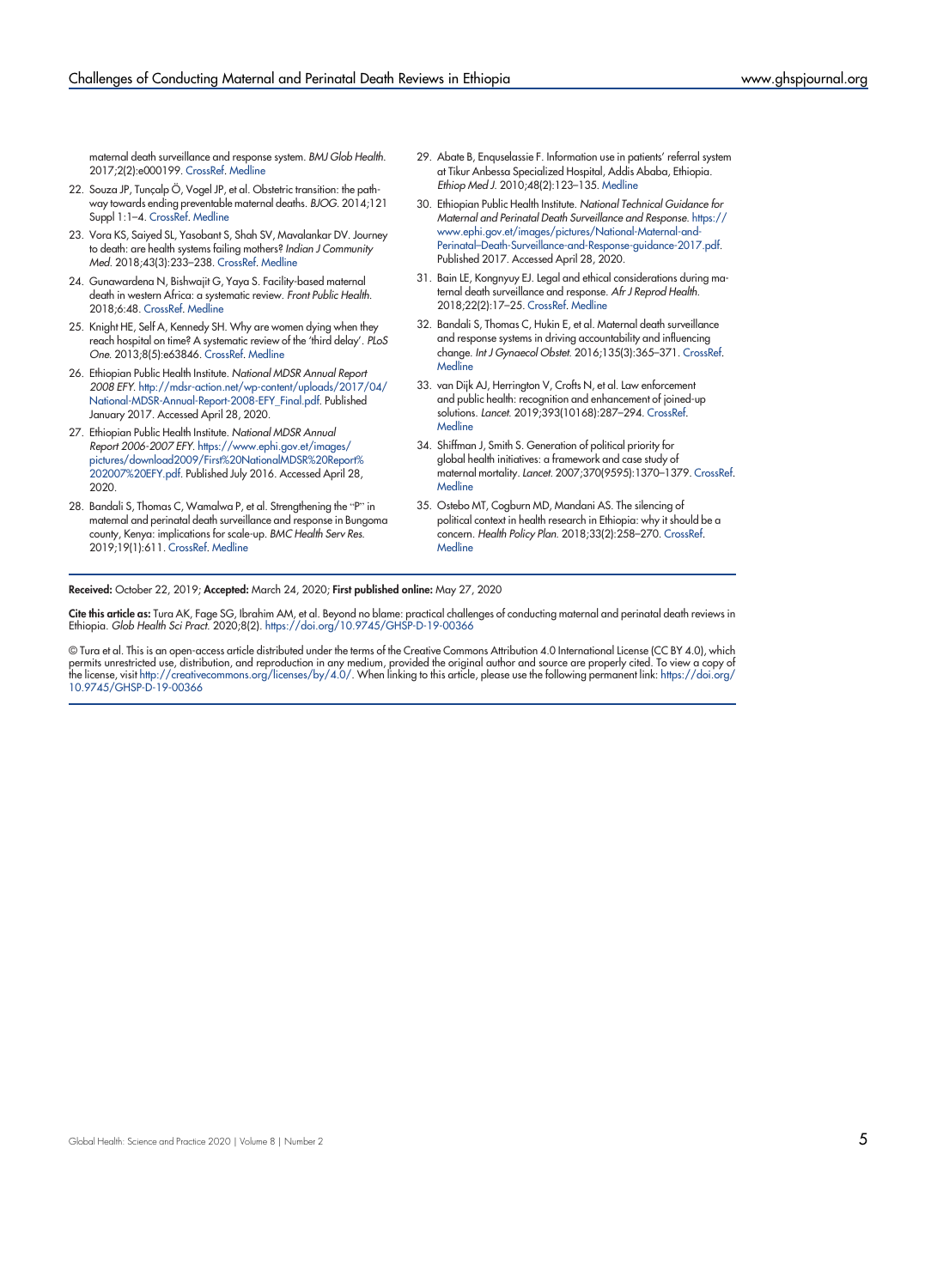maternal death surveillance and response system. *BMJ Glob Health*. 2017;2(2):e000199. CrossRef. Medline

22. Souza JP, Tunçalp Ö, Vogel JP, et al. Obstetric transition: the pathway towards ending preventable maternal deaths. *BJOG*. 2014;121 Suppl 1:1–4. CrossRef. Medline
23. Vora KS, Saiyed SL, Yasobant S, Shah SV, Mavalankar DV. Journey to death: are health systems failing mothers? *Indian J Community Med*. 2018;43(3):233–238. CrossRef. Medline
24. Gunawardena N, Bishwajit G, Yaya S. Facility-based maternal death in western Africa: a systematic review. *Front Public Health*. 2018;6:48. CrossRef. Medline
25. Knight HE, Self A, Kennedy SH. Why are women dying when they reach hospital on time? A systematic review of the 'third delay'. *PLoS One*. 2013;8(5):e63846. CrossRef. Medline
26. Ethiopian Public Health Institute. *National MDSR Annual Report 2008 EFY*. http://mdsr-action.net/wp-content/uploads/2017/04/National-MDSR-Annual-Report-2008-EFY_Final.pdf. Published January 2017. Accessed April 28, 2020.
27. Ethiopian Public Health Institute. *National MDSR Annual Report 2006-2007 EFY*. https://www.ephi.gov.et/images/pictures/download2009/First%20NationalMDSR%20Report%202007%20EFY.pdf. Published July 2016. Accessed April 28, 2020.
28. Bandali S, Thomas C, Wamalwa P, et al. Strengthening the "P" in maternal and perinatal death surveillance and response in Bungoma county, Kenya: implications for scale-up. *BMC Health Serv Res*. 2019;19(1):611. CrossRef. Medline
29. Abate B, Enquselassie F. Information use in patients' referral system at Tikur Anbessa Specialized Hospital, Addis Ababa, Ethiopia. *Ethiop Med J*. 2010;48(2):123–135. Medline
30. Ethiopian Public Health Institute. *National Technical Guidance for Maternal and Perinatal Death Surveillance and Response*. https://www.ephi.gov.et/images/pictures/National-Maternal-and-Perinatal–Death-Surveillance-and-Response-guidance-2017.pdf. Published 2017. Accessed April 28, 2020.
31. Bain LE, Kongnyuy EJ. Legal and ethical considerations during maternal death surveillance and response. *Afr J Reprod Health*. 2018;22(2):17–25. CrossRef. Medline
32. Bandali S, Thomas C, Hukin E, et al. Maternal death surveillance and response systems in driving accountability and influencing change. *Int J Gynaecol Obstet*. 2016;135(3):365–371. CrossRef. Medline
33. van Dijk AJ, Herrington V, Crofts N, et al. Law enforcement and public health: recognition and enhancement of joined-up solutions. *Lancet*. 2019;393(10168):287–294. CrossRef. Medline
34. Shiffman J, Smith S. Generation of political priority for global health initiatives: a framework and case study of maternal mortality. *Lancet*. 2007;370(9595):1370–1379. CrossRef. Medline
35. Ostebo MT, Cogburn MD, Mandani AS. The silencing of political context in health research in Ethiopia: why it should be a concern. *Health Policy Plan*. 2018;33(2):258–270. CrossRef. Medline

---

**Received:** October 22, 2019; **Accepted:** March 24, 2020; **First published online:** May 27, 2020

**Cite this article as:** Tura AK, Fage SG, Ibrahim AM, et al. Beyond no blame: practical challenges of conducting maternal and perinatal death reviews in Ethiopia. *Glob Health Sci Pract*. 2020;8(2). https://doi.org/10.9745/GHSP-D-19-00366

© Tura et al. This is an open-access article distributed under the terms of the Creative Commons Attribution 4.0 International License (CC BY 4.0), which permits unrestricted use, distribution, and reproduction in any medium, provided the original author and source are properly cited. To view a copy of the license, visit http://creativecommons.org/licenses/by/4.0/. When linking to this article, please use the following permanent link: https://doi.org/10.9745/GHSP-D-19-00366